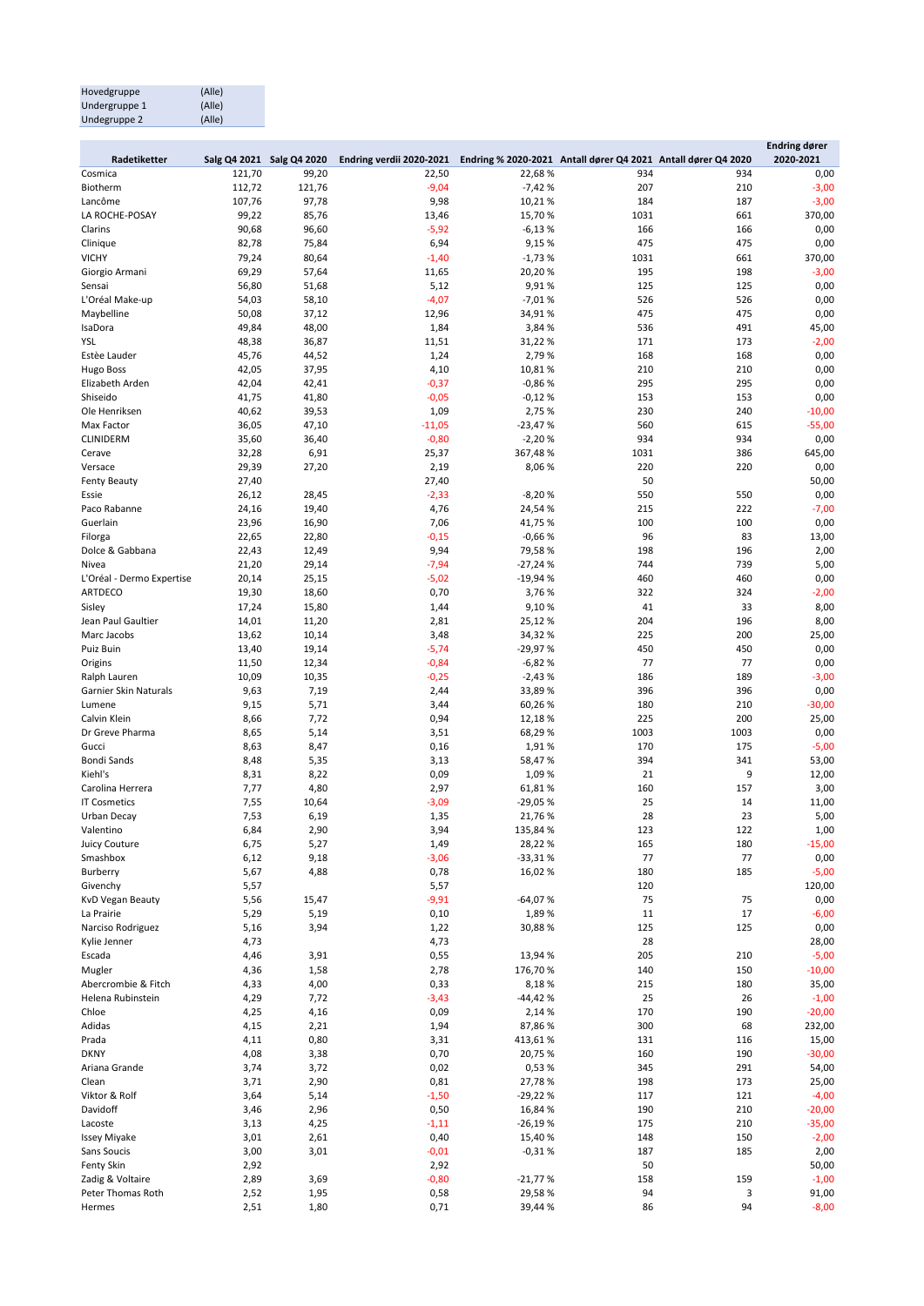| Hovedgruppe | (Alle) |
|---|---|
| Undergruppe 1 | (Alle) |
| Undegruppe 2 | (Alle) |

| Radetiketter | Salg Q4 2021 | Salg Q4 2020 | Endring verdii 2020-2021 | Endring % 2020-2021 | Antall dører Q4 2021 | Antall dører Q4 2020 | Endring dører 2020-2021 |
|---|---|---|---|---|---|---|---|
| Cosmica | 121,70 | 99,20 | 22,50 | 22,68 % | 934 | 934 | 0,00 |
| Biotherm | 112,72 | 121,76 | -9,04 | -7,42 % | 207 | 210 | -3,00 |
| Lancôme | 107,76 | 97,78 | 9,98 | 10,21 % | 184 | 187 | -3,00 |
| LA ROCHE-POSAY | 99,22 | 85,76 | 13,46 | 15,70 % | 1031 | 661 | 370,00 |
| Clarins | 90,68 | 96,60 | -5,92 | -6,13 % | 166 | 166 | 0,00 |
| Clinique | 82,78 | 75,84 | 6,94 | 9,15 % | 475 | 475 | 0,00 |
| VICHY | 79,24 | 80,64 | -1,40 | -1,73 % | 1031 | 661 | 370,00 |
| Giorgio Armani | 69,29 | 57,64 | 11,65 | 20,20 % | 195 | 198 | -3,00 |
| Sensai | 56,80 | 51,68 | 5,12 | 9,91 % | 125 | 125 | 0,00 |
| L'Oréal Make-up | 54,03 | 58,10 | -4,07 | -7,01 % | 526 | 526 | 0,00 |
| Maybelline | 50,08 | 37,12 | 12,96 | 34,91 % | 475 | 475 | 0,00 |
| IsaDora | 49,84 | 48,00 | 1,84 | 3,84 % | 536 | 491 | 45,00 |
| YSL | 48,38 | 36,87 | 11,51 | 31,22 % | 171 | 173 | -2,00 |
| Estèe Lauder | 45,76 | 44,52 | 1,24 | 2,79 % | 168 | 168 | 0,00 |
| Hugo Boss | 42,05 | 37,95 | 4,10 | 10,81 % | 210 | 210 | 0,00 |
| Elizabeth Arden | 42,04 | 42,41 | -0,37 | -0,86 % | 295 | 295 | 0,00 |
| Shiseido | 41,75 | 41,80 | -0,05 | -0,12 % | 153 | 153 | 0,00 |
| Ole Henriksen | 40,62 | 39,53 | 1,09 | 2,75 % | 230 | 240 | -10,00 |
| Max Factor | 36,05 | 47,10 | -11,05 | -23,47 % | 560 | 615 | -55,00 |
| CLINIDERM | 35,60 | 36,40 | -0,80 | -2,20 % | 934 | 934 | 0,00 |
| Cerave | 32,28 | 6,91 | 25,37 | 367,48 % | 1031 | 386 | 645,00 |
| Versace | 29,39 | 27,20 | 2,19 | 8,06 % | 220 | 220 | 0,00 |
| Fenty Beauty | 27,40 | | 27,40 | | 50 | | 50,00 |
| Essie | 26,12 | 28,45 | -2,33 | -8,20 % | 550 | 550 | 0,00 |
| Paco Rabanne | 24,16 | 19,40 | 4,76 | 24,54 % | 215 | 222 | -7,00 |
| Guerlain | 23,96 | 16,90 | 7,06 | 41,75 % | 100 | 100 | 0,00 |
| Filorga | 22,65 | 22,80 | -0,15 | -0,66 % | 96 | 83 | 13,00 |
| Dolce & Gabbana | 22,43 | 12,49 | 9,94 | 79,58 % | 198 | 196 | 2,00 |
| Nivea | 21,20 | 29,14 | -7,94 | -27,24 % | 744 | 739 | 5,00 |
| L'Oréal - Dermo Expertise | 20,14 | 25,15 | -5,02 | -19,94 % | 460 | 460 | 0,00 |
| ARTDECO | 19,30 | 18,60 | 0,70 | 3,76 % | 322 | 324 | -2,00 |
| Sisley | 17,24 | 15,80 | 1,44 | 9,10 % | 41 | 33 | 8,00 |
| Jean Paul Gaultier | 14,01 | 11,20 | 2,81 | 25,12 % | 204 | 196 | 8,00 |
| Marc Jacobs | 13,62 | 10,14 | 3,48 | 34,32 % | 225 | 200 | 25,00 |
| Puiz Buin | 13,40 | 19,14 | -5,74 | -29,97 % | 450 | 450 | 0,00 |
| Origins | 11,50 | 12,34 | -0,84 | -6,82 % | 77 | 77 | 0,00 |
| Ralph Lauren | 10,09 | 10,35 | -0,25 | -2,43 % | 186 | 189 | -3,00 |
| Garnier Skin Naturals | 9,63 | 7,19 | 2,44 | 33,89 % | 396 | 396 | 0,00 |
| Lumene | 9,15 | 5,71 | 3,44 | 60,26 % | 180 | 210 | -30,00 |
| Calvin Klein | 8,66 | 7,72 | 0,94 | 12,18 % | 225 | 200 | 25,00 |
| Dr Greve Pharma | 8,65 | 5,14 | 3,51 | 68,29 % | 1003 | 1003 | 0,00 |
| Gucci | 8,63 | 8,47 | 0,16 | 1,91 % | 170 | 175 | -5,00 |
| Bondi Sands | 8,48 | 5,35 | 3,13 | 58,47 % | 394 | 341 | 53,00 |
| Kiehl's | 8,31 | 8,22 | 0,09 | 1,09 % | 21 | 9 | 12,00 |
| Carolina Herrera | 7,77 | 4,80 | 2,97 | 61,81 % | 160 | 157 | 3,00 |
| IT Cosmetics | 7,55 | 10,64 | -3,09 | -29,05 % | 25 | 14 | 11,00 |
| Urban Decay | 7,53 | 6,19 | 1,35 | 21,76 % | 28 | 23 | 5,00 |
| Valentino | 6,84 | 2,90 | 3,94 | 135,84 % | 123 | 122 | 1,00 |
| Juicy Couture | 6,75 | 5,27 | 1,49 | 28,22 % | 165 | 180 | -15,00 |
| Smashbox | 6,12 | 9,18 | -3,06 | -33,31 % | 77 | 77 | 0,00 |
| Burberry | 5,67 | 4,88 | 0,78 | 16,02 % | 180 | 185 | -5,00 |
| Givenchy | 5,57 | | 5,57 | | 120 | | 120,00 |
| KvD Vegan Beauty | 5,56 | 15,47 | -9,91 | -64,07 % | 75 | 75 | 0,00 |
| La Prairie | 5,29 | 5,19 | 0,10 | 1,89 % | 11 | 17 | -6,00 |
| Narciso Rodriguez | 5,16 | 3,94 | 1,22 | 30,88 % | 125 | 125 | 0,00 |
| Kylie Jenner | 4,73 | | 4,73 | | 28 | | 28,00 |
| Escada | 4,46 | 3,91 | 0,55 | 13,94 % | 205 | 210 | -5,00 |
| Mugler | 4,36 | 1,58 | 2,78 | 176,70 % | 140 | 150 | -10,00 |
| Abercrombie & Fitch | 4,33 | 4,00 | 0,33 | 8,18 % | 215 | 180 | 35,00 |
| Helena Rubinstein | 4,29 | 7,72 | -3,43 | -44,42 % | 25 | 26 | -1,00 |
| Chloe | 4,25 | 4,16 | 0,09 | 2,14 % | 170 | 190 | -20,00 |
| Adidas | 4,15 | 2,21 | 1,94 | 87,86 % | 300 | 68 | 232,00 |
| Prada | 4,11 | 0,80 | 3,31 | 413,61 % | 131 | 116 | 15,00 |
| DKNY | 4,08 | 3,38 | 0,70 | 20,75 % | 160 | 190 | -30,00 |
| Ariana Grande | 3,74 | 3,72 | 0,02 | 0,53 % | 345 | 291 | 54,00 |
| Clean | 3,71 | 2,90 | 0,81 | 27,78 % | 198 | 173 | 25,00 |
| Viktor & Rolf | 3,64 | 5,14 | -1,50 | -29,22 % | 117 | 121 | -4,00 |
| Davidoff | 3,46 | 2,96 | 0,50 | 16,84 % | 190 | 210 | -20,00 |
| Lacoste | 3,13 | 4,25 | -1,11 | -26,19 % | 175 | 210 | -35,00 |
| Issey Miyake | 3,01 | 2,61 | 0,40 | 15,40 % | 148 | 150 | -2,00 |
| Sans Soucis | 3,00 | 3,01 | -0,01 | -0,31 % | 187 | 185 | 2,00 |
| Fenty Skin | 2,92 | | 2,92 | | 50 | | 50,00 |
| Zadig & Voltaire | 2,89 | 3,69 | -0,80 | -21,77 % | 158 | 159 | -1,00 |
| Peter Thomas Roth | 2,52 | 1,95 | 0,58 | 29,58 % | 94 | 3 | 91,00 |
| Hermes | 2,51 | 1,80 | 0,71 | 39,44 % | 86 | 94 | -8,00 |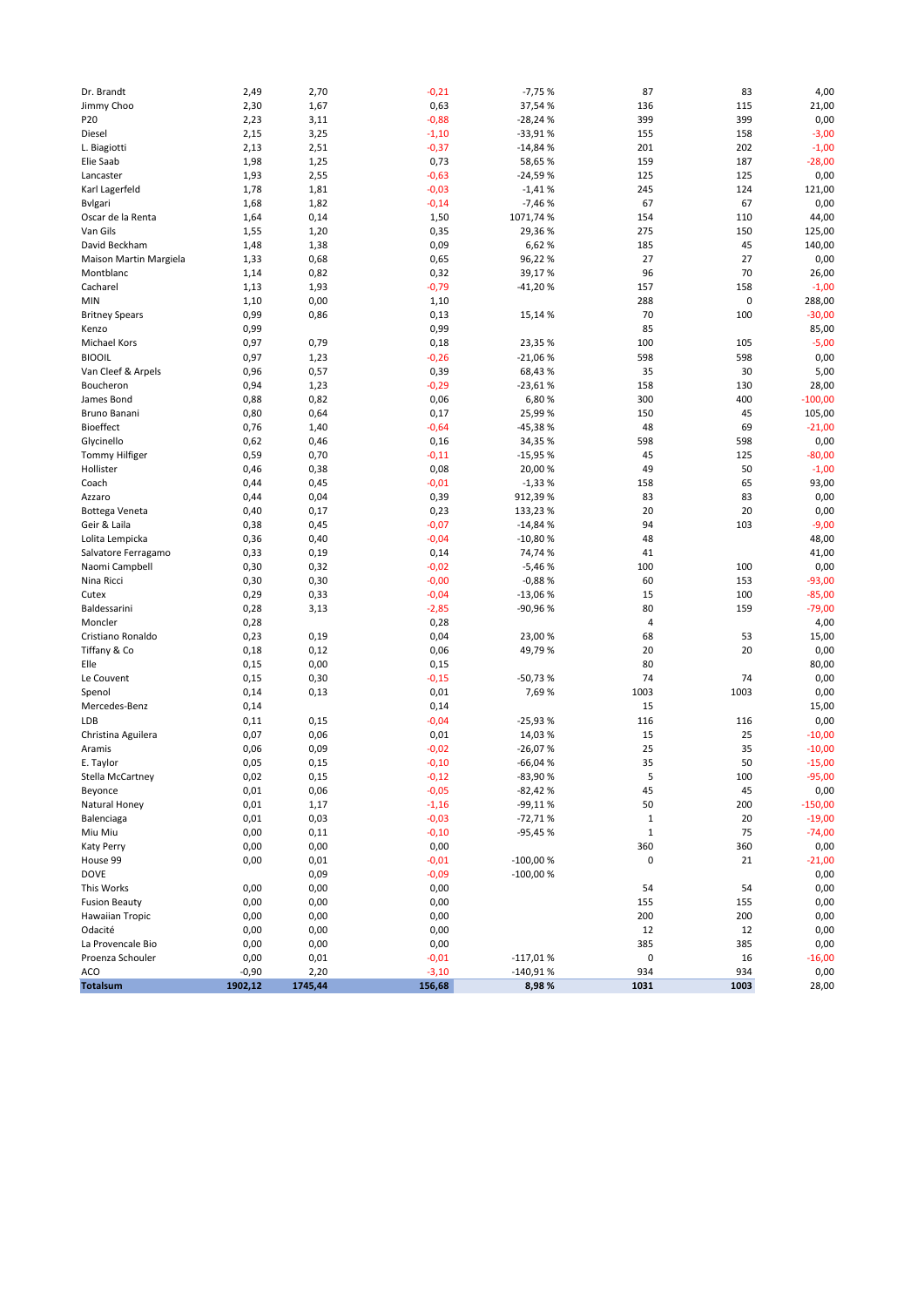| | | | | | | | |
|---|---|---|---|---|---|---|---|
| Dr. Brandt | 2,49 | 2,70 | -0,21 | -7,75 % | 87 | 83 | 4,00 |
| Jimmy Choo | 2,30 | 1,67 | 0,63 | 37,54 % | 136 | 115 | 21,00 |
| P20 | 2,23 | 3,11 | -0,88 | -28,24 % | 399 | 399 | 0,00 |
| Diesel | 2,15 | 3,25 | -1,10 | -33,91 % | 155 | 158 | -3,00 |
| L. Biagiotti | 2,13 | 2,51 | -0,37 | -14,84 % | 201 | 202 | -1,00 |
| Elie Saab | 1,98 | 1,25 | 0,73 | 58,65 % | 159 | 187 | -28,00 |
| Lancaster | 1,93 | 2,55 | -0,63 | -24,59 % | 125 | 125 | 0,00 |
| Karl Lagerfeld | 1,78 | 1,81 | -0,03 | -1,41 % | 245 | 124 | 121,00 |
| Bvlgari | 1,68 | 1,82 | -0,14 | -7,46 % | 67 | 67 | 0,00 |
| Oscar de la Renta | 1,64 | 0,14 | 1,50 | 1071,74 % | 154 | 110 | 44,00 |
| Van Gils | 1,55 | 1,20 | 0,35 | 29,36 % | 275 | 150 | 125,00 |
| David Beckham | 1,48 | 1,38 | 0,09 | 6,62 % | 185 | 45 | 140,00 |
| Maison Martin Margiela | 1,33 | 0,68 | 0,65 | 96,22 % | 27 | 27 | 0,00 |
| Montblanc | 1,14 | 0,82 | 0,32 | 39,17 % | 96 | 70 | 26,00 |
| Cacharel | 1,13 | 1,93 | -0,79 | -41,20 % | 157 | 158 | -1,00 |
| MIN | 1,10 | 0,00 | 1,10 | | 288 | 0 | 288,00 |
| Britney Spears | 0,99 | 0,86 | 0,13 | 15,14 % | 70 | 100 | -30,00 |
| Kenzo | 0,99 | | 0,99 | | 85 | | 85,00 |
| Michael Kors | 0,97 | 0,79 | 0,18 | 23,35 % | 100 | 105 | -5,00 |
| BIOOIL | 0,97 | 1,23 | -0,26 | -21,06 % | 598 | 598 | 0,00 |
| Van Cleef & Arpels | 0,96 | 0,57 | 0,39 | 68,43 % | 35 | 30 | 5,00 |
| Boucheron | 0,94 | 1,23 | -0,29 | -23,61 % | 158 | 130 | 28,00 |
| James Bond | 0,88 | 0,82 | 0,06 | 6,80 % | 300 | 400 | -100,00 |
| Bruno Banani | 0,80 | 0,64 | 0,17 | 25,99 % | 150 | 45 | 105,00 |
| Bioeffect | 0,76 | 1,40 | -0,64 | -45,38 % | 48 | 69 | -21,00 |
| Glycinello | 0,62 | 0,46 | 0,16 | 34,35 % | 598 | 598 | 0,00 |
| Tommy Hilfiger | 0,59 | 0,70 | -0,11 | -15,95 % | 45 | 125 | -80,00 |
| Hollister | 0,46 | 0,38 | 0,08 | 20,00 % | 49 | 50 | -1,00 |
| Coach | 0,44 | 0,45 | -0,01 | -1,33 % | 158 | 65 | 93,00 |
| Azzaro | 0,44 | 0,04 | 0,39 | 912,39 % | 83 | 83 | 0,00 |
| Bottega Veneta | 0,40 | 0,17 | 0,23 | 133,23 % | 20 | 20 | 0,00 |
| Geir & Laila | 0,38 | 0,45 | -0,07 | -14,84 % | 94 | 103 | -9,00 |
| Lolita Lempicka | 0,36 | 0,40 | -0,04 | -10,80 % | 48 | | 48,00 |
| Salvatore Ferragamo | 0,33 | 0,19 | 0,14 | 74,74 % | 41 | | 41,00 |
| Naomi Campbell | 0,30 | 0,32 | -0,02 | -5,46 % | 100 | 100 | 0,00 |
| Nina Ricci | 0,30 | 0,30 | -0,00 | -0,88 % | 60 | 153 | -93,00 |
| Cutex | 0,29 | 0,33 | -0,04 | -13,06 % | 15 | 100 | -85,00 |
| Baldessarini | 0,28 | 3,13 | -2,85 | -90,96 % | 80 | 159 | -79,00 |
| Moncler | 0,28 | | 0,28 | | 4 | | 4,00 |
| Cristiano Ronaldo | 0,23 | 0,19 | 0,04 | 23,00 % | 68 | 53 | 15,00 |
| Tiffany & Co | 0,18 | 0,12 | 0,06 | 49,79 % | 20 | 20 | 0,00 |
| Elle | 0,15 | 0,00 | 0,15 | | 80 | | 80,00 |
| Le Couvent | 0,15 | 0,30 | -0,15 | -50,73 % | 74 | 74 | 0,00 |
| Spenol | 0,14 | 0,13 | 0,01 | 7,69 % | 1003 | 1003 | 0,00 |
| Mercedes-Benz | 0,14 | | 0,14 | | 15 | | 15,00 |
| LDB | 0,11 | 0,15 | -0,04 | -25,93 % | 116 | 116 | 0,00 |
| Christina Aguilera | 0,07 | 0,06 | 0,01 | 14,03 % | 15 | 25 | -10,00 |
| Aramis | 0,06 | 0,09 | -0,02 | -26,07 % | 25 | 35 | -10,00 |
| E. Taylor | 0,05 | 0,15 | -0,10 | -66,04 % | 35 | 50 | -15,00 |
| Stella McCartney | 0,02 | 0,15 | -0,12 | -83,90 % | 5 | 100 | -95,00 |
| Beyonce | 0,01 | 0,06 | -0,05 | -82,42 % | 45 | 45 | 0,00 |
| Natural Honey | 0,01 | 1,17 | -1,16 | -99,11 % | 50 | 200 | -150,00 |
| Balenciaga | 0,01 | 0,03 | -0,03 | -72,71 % | 1 | 20 | -19,00 |
| Miu Miu | 0,00 | 0,11 | -0,10 | -95,45 % | 1 | 75 | -74,00 |
| Katy Perry | 0,00 | 0,00 | 0,00 | | 360 | 360 | 0,00 |
| House 99 | 0,00 | 0,01 | -0,01 | -100,00 % | 0 | 21 | -21,00 |
| DOVE | | 0,09 | -0,09 | -100,00 % | | | 0,00 |
| This Works | 0,00 | 0,00 | 0,00 | | 54 | 54 | 0,00 |
| Fusion Beauty | 0,00 | 0,00 | 0,00 | | 155 | 155 | 0,00 |
| Hawaiian Tropic | 0,00 | 0,00 | 0,00 | | 200 | 200 | 0,00 |
| Odacité | 0,00 | 0,00 | 0,00 | | 12 | 12 | 0,00 |
| La Provencale Bio | 0,00 | 0,00 | 0,00 | | 385 | 385 | 0,00 |
| Proenza Schouler | 0,00 | 0,01 | -0,01 | -117,01 % | 0 | 16 | -16,00 |
| ACO | -0,90 | 2,20 | -3,10 | -140,91 % | 934 | 934 | 0,00 |
| **Totalsum** | **1902,12** | **1745,44** | **156,68** | **8,98 %** | **1031** | **1003** | 28,00 |